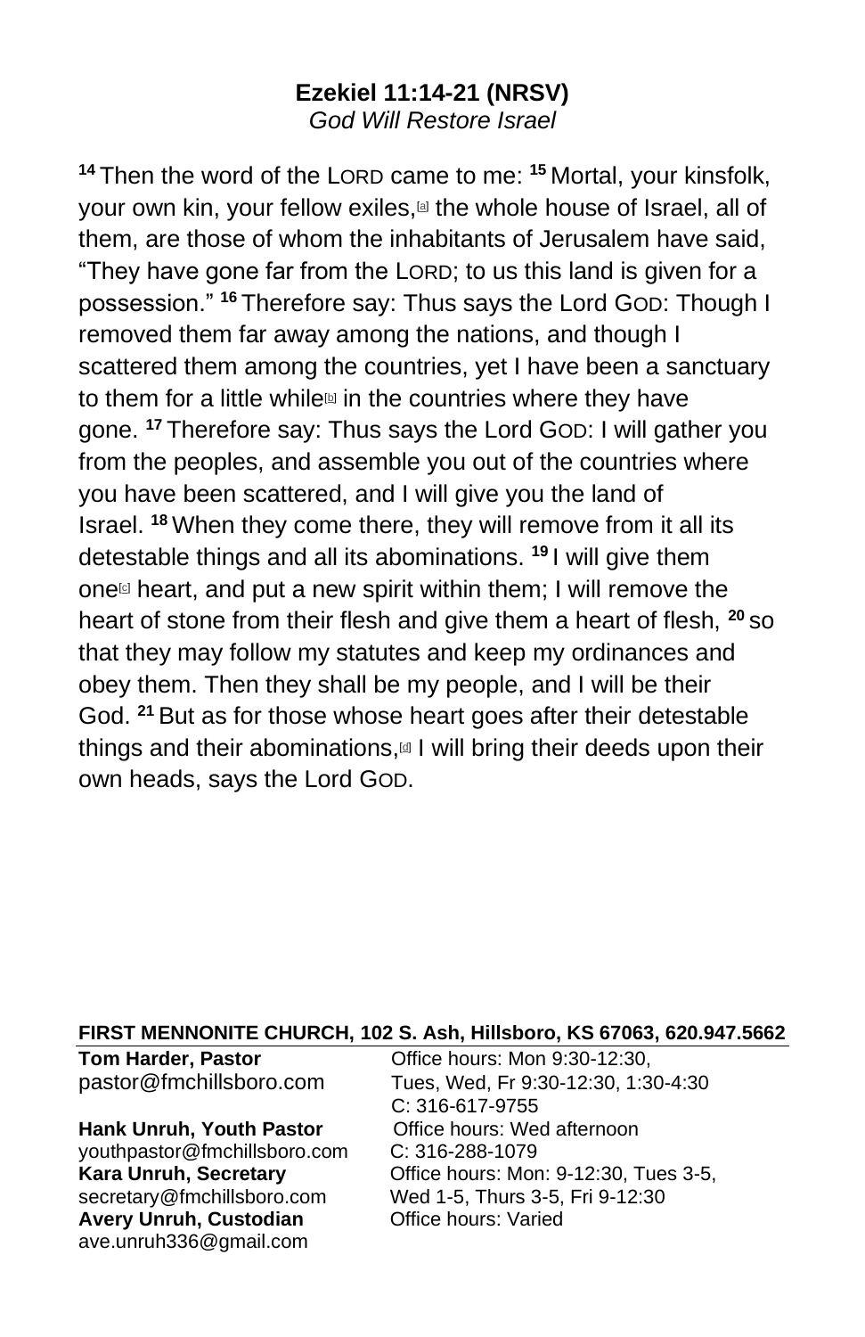### Ezekiel 11:14-21 (NRSV)

*God Will Restore Israel*

[14] Then the word of the LORD came to me: [15] Mortal, your kinsfolk, your own kin, your fellow exiles,[a] the whole house of Israel, all of them, are those of whom the inhabitants of Jerusalem have said, "They have gone far from the LORD; to us this land is given for a possession." [16] Therefore say: Thus says the Lord GOD: Though I removed them far away among the nations, and though I scattered them among the countries, yet I have been a sanctuary to them for a little while[b] in the countries where they have gone. [17] Therefore say: Thus says the Lord GOD: I will gather you from the peoples, and assemble you out of the countries where you have been scattered, and I will give you the land of Israel. [18] When they come there, they will remove from it all its detestable things and all its abominations. [19] I will give them one[c] heart, and put a new spirit within them; I will remove the heart of stone from their flesh and give them a heart of flesh, [20] so that they may follow my statutes and keep my ordinances and obey them. Then they shall be my people, and I will be their God. [21] But as for those whose heart goes after their detestable things and their abominations,[d] I will bring their deeds upon their own heads, says the Lord GOD.

**FIRST MENNONITE CHURCH, 102 S. Ash, Hillsboro, KS 67063, 620.947.5662**

| | |
|---|---|
| **Tom Harder, Pastor**<br>pastor@fmchillsboro.com | Office hours: Mon 9:30-12:30,<br>Tues, Wed, Fr 9:30-12:30, 1:30-4:30<br>C: 316-617-9755 |
| **Hank Unruh, Youth Pastor**<br>youthpastor@fmchillsboro.com | Office hours: Wed afternoon<br>C: 316-288-1079 |
| **Kara Unruh, Secretary**<br>secretary@fmchillsboro.com | Office hours: Mon: 9-12:30, Tues 3-5,<br>Wed 1-5, Thurs 3-5, Fri 9-12:30 |
| **Avery Unruh, Custodian**<br>ave.unruh336@gmail.com | Office hours: Varied |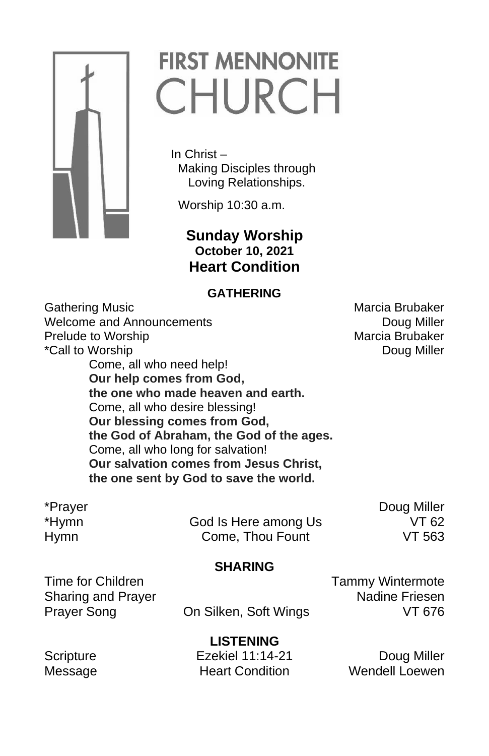# FIRST MENNONITE CHURCH

In Christ –
Making Disciples through
Loving Relationships.

Worship 10:30 a.m.

## Sunday Worship
**October 10, 2021**
## Heart Condition

### GATHERING

Gathering Music — Marcia Brubaker
Welcome and Announcements — Doug Miller
Prelude to Worship — Marcia Brubaker
*Call to Worship — Doug Miller

Come, all who need help!
**Our help comes from God,**
**the one who made heaven and earth.**
Come, all who desire blessing!
**Our blessing comes from God,**
**the God of Abraham, the God of the ages.**
Come, all who long for salvation!
**Our salvation comes from Jesus Christ,**
**the one sent by God to save the world.**

*Prayer — Doug Miller
*Hymn — God Is Here among Us — VT 62
Hymn — Come, Thou Fount — VT 563

### SHARING

Time for Children — Tammy Wintermote
Sharing and Prayer — Nadine Friesen
Prayer Song — On Silken, Soft Wings — VT 676

### LISTENING

Scripture — Ezekiel 11:14-21 — Doug Miller
Message — Heart Condition — Wendell Loewen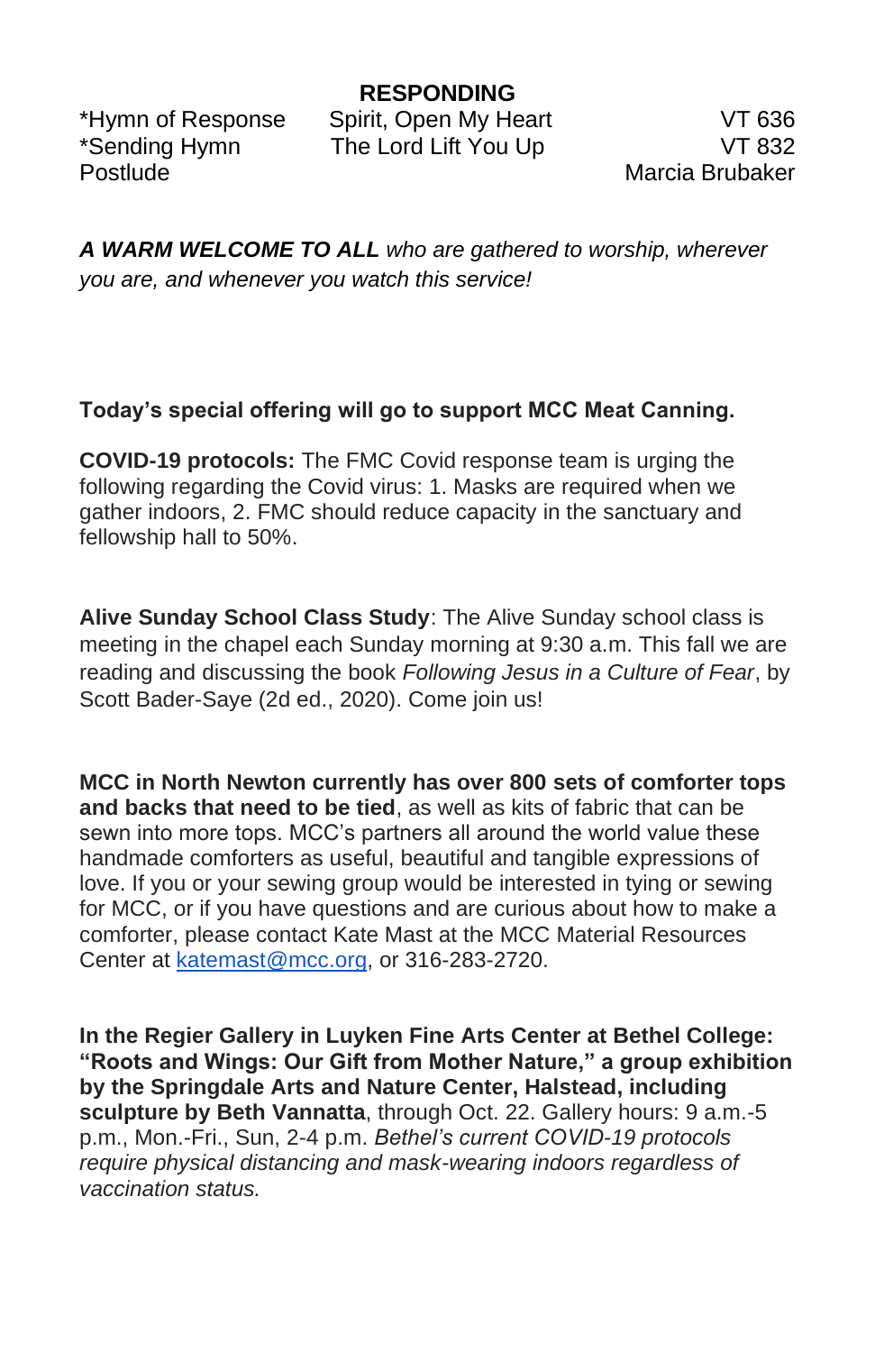## RESPONDING

| | | |
|---|---|---|
| *Hymn of Response | Spirit, Open My Heart | VT 636 |
| *Sending Hymn | The Lord Lift You Up | VT 832 |
| Postlude | | Marcia Brubaker |

***A WARM WELCOME TO ALL*** *who are gathered to worship, wherever you are, and whenever you watch this service!*

**Today's special offering will go to support MCC Meat Canning.**

**COVID-19 protocols:** The FMC Covid response team is urging the following regarding the Covid virus: 1. Masks are required when we gather indoors, 2. FMC should reduce capacity in the sanctuary and fellowship hall to 50%.

**Alive Sunday School Class Study**: The Alive Sunday school class is meeting in the chapel each Sunday morning at 9:30 a.m. This fall we are reading and discussing the book *Following Jesus in a Culture of Fear*, by Scott Bader-Saye (2d ed., 2020). Come join us!

**MCC in North Newton currently has over 800 sets of comforter tops and backs that need to be tied**, as well as kits of fabric that can be sewn into more tops. MCC's partners all around the world value these handmade comforters as useful, beautiful and tangible expressions of love. If you or your sewing group would be interested in tying or sewing for MCC, or if you have questions and are curious about how to make a comforter, please contact Kate Mast at the MCC Material Resources Center at katemast@mcc.org, or 316-283-2720.

**In the Regier Gallery in Luyken Fine Arts Center at Bethel College: "Roots and Wings: Our Gift from Mother Nature," a group exhibition by the Springdale Arts and Nature Center, Halstead, including sculpture by Beth Vannatta**, through Oct. 22. Gallery hours: 9 a.m.-5 p.m., Mon.-Fri., Sun, 2-4 p.m. *Bethel's current COVID-19 protocols require physical distancing and mask-wearing indoors regardless of vaccination status.*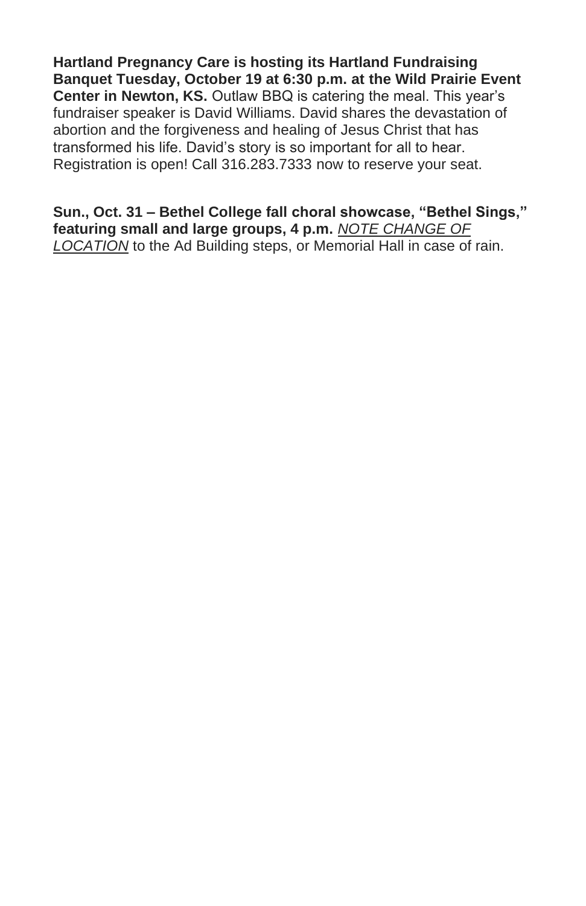**Hartland Pregnancy Care is hosting its Hartland Fundraising Banquet Tuesday, October 19 at 6:30 p.m. at the Wild Prairie Event Center in Newton, KS.** Outlaw BBQ is catering the meal. This year's fundraiser speaker is David Williams. David shares the devastation of abortion and the forgiveness and healing of Jesus Christ that has transformed his life. David's story is so important for all to hear. Registration is open! Call 316.283.7333 now to reserve your seat.

**Sun., Oct. 31 – Bethel College fall choral showcase, "Bethel Sings," featuring small and large groups, 4 p.m.** *NOTE CHANGE OF LOCATION* to the Ad Building steps, or Memorial Hall in case of rain.